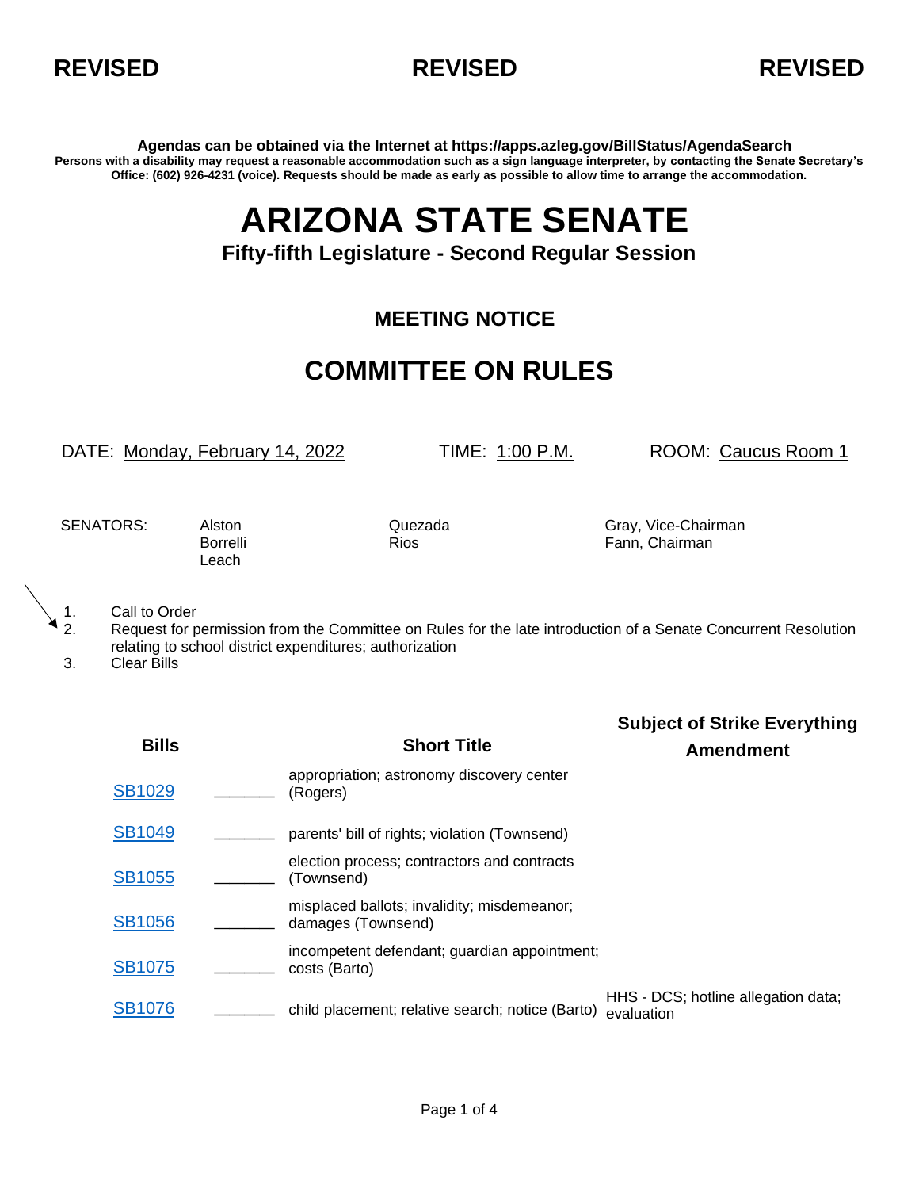**REVISED** **REVISED** **REVISED**

**Agendas can be obtained via the Internet at https://apps.azleg.gov/BillStatus/AgendaSearch**
**Persons with a disability may request a reasonable accommodation such as a sign language interpreter, by contacting the Senate Secretary's Office: (602) 926-4231 (voice). Requests should be made as early as possible to allow time to arrange the accommodation.**

# ARIZONA STATE SENATE

### Fifty-fifth Legislature - Second Regular Session

### MEETING NOTICE

## COMMITTEE ON RULES

DATE: Monday, February 14, 2022 TIME: 1:00 P.M. ROOM: Caucus Room 1

SENATORS: Alston, Borrelli, Leach, Quezada, Rios, Gray, Vice-Chairman, Fann, Chairman

1. Call to Order
2. Request for permission from the Committee on Rules for the late introduction of a Senate Concurrent Resolution relating to school district expenditures; authorization
3. Clear Bills

| Bills | | Short Title | Subject of Strike Everything Amendment |
|---|---|---|---|
| SB1029 | _______ | appropriation; astronomy discovery center (Rogers) | |
| SB1049 | _______ | parents' bill of rights; violation (Townsend) | |
| SB1055 | _______ | election process; contractors and contracts (Townsend) | |
| SB1056 | _______ | misplaced ballots; invalidity; misdemeanor; damages (Townsend) | |
| SB1075 | _______ | incompetent defendant; guardian appointment; costs (Barto) | |
| SB1076 | _______ | child placement; relative search; notice (Barto) | HHS - DCS; hotline allegation data; evaluation |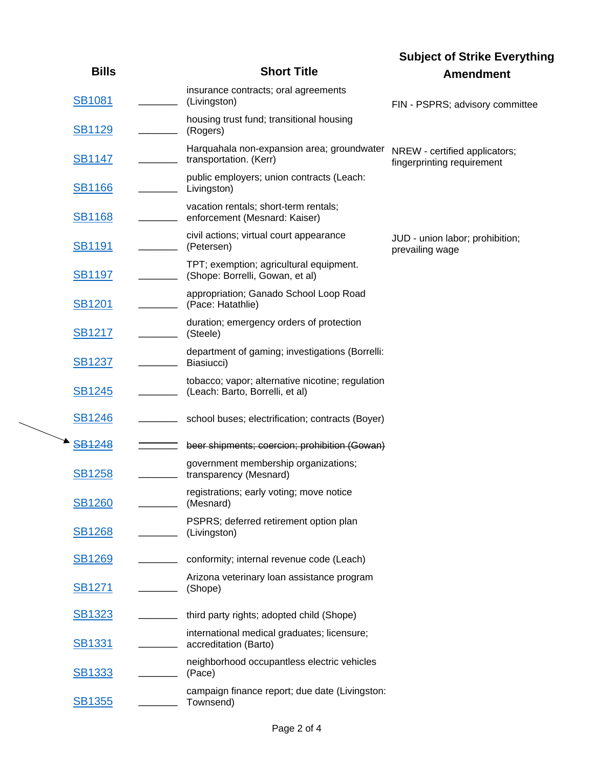| Bills | | Short Title | Subject of Strike Everything Amendment |
|---|---|---|---|
| SB1081 | _______ | insurance contracts; oral agreements (Livingston) | FIN - PSPRS; advisory committee |
| SB1129 | _______ | housing trust fund; transitional housing (Rogers) | |
| SB1147 | _______ | Harquahala non-expansion area; groundwater transportation. (Kerr) | NREW - certified applicators; fingerprinting requirement |
| SB1166 | _______ | public employers; union contracts (Leach: Livingston) | |
| SB1168 | _______ | vacation rentals; short-term rentals; enforcement (Mesnard: Kaiser) | |
| SB1191 | _______ | civil actions; virtual court appearance (Petersen) | JUD - union labor; prohibition; prevailing wage |
| SB1197 | _______ | TPT; exemption; agricultural equipment. (Shope: Borrelli, Gowan, et al) | |
| SB1201 | _______ | appropriation; Ganado School Loop Road (Pace: Hatathlie) | |
| SB1217 | _______ | duration; emergency orders of protection (Steele) | |
| SB1237 | _______ | department of gaming; investigations (Borrelli: Biasiucci) | |
| SB1245 | _______ | tobacco; vapor; alternative nicotine; regulation (Leach: Barto, Borrelli, et al) | |
| SB1246 | _______ | school buses; electrification; contracts (Boyer) | |
| ~~SB1248~~ | _______ | ~~beer shipments; coercion; prohibition (Gowan)~~ | |
| SB1258 | _______ | government membership organizations; transparency (Mesnard) | |
| SB1260 | _______ | registrations; early voting; move notice (Mesnard) | |
| SB1268 | _______ | PSPRS; deferred retirement option plan (Livingston) | |
| SB1269 | _______ | conformity; internal revenue code (Leach) | |
| SB1271 | _______ | Arizona veterinary loan assistance program (Shope) | |
| SB1323 | _______ | third party rights; adopted child (Shope) | |
| SB1331 | _______ | international medical graduates; licensure; accreditation (Barto) | |
| SB1333 | _______ | neighborhood occupantless electric vehicles (Pace) | |
| SB1355 | _______ | campaign finance report; due date (Livingston: Townsend) | |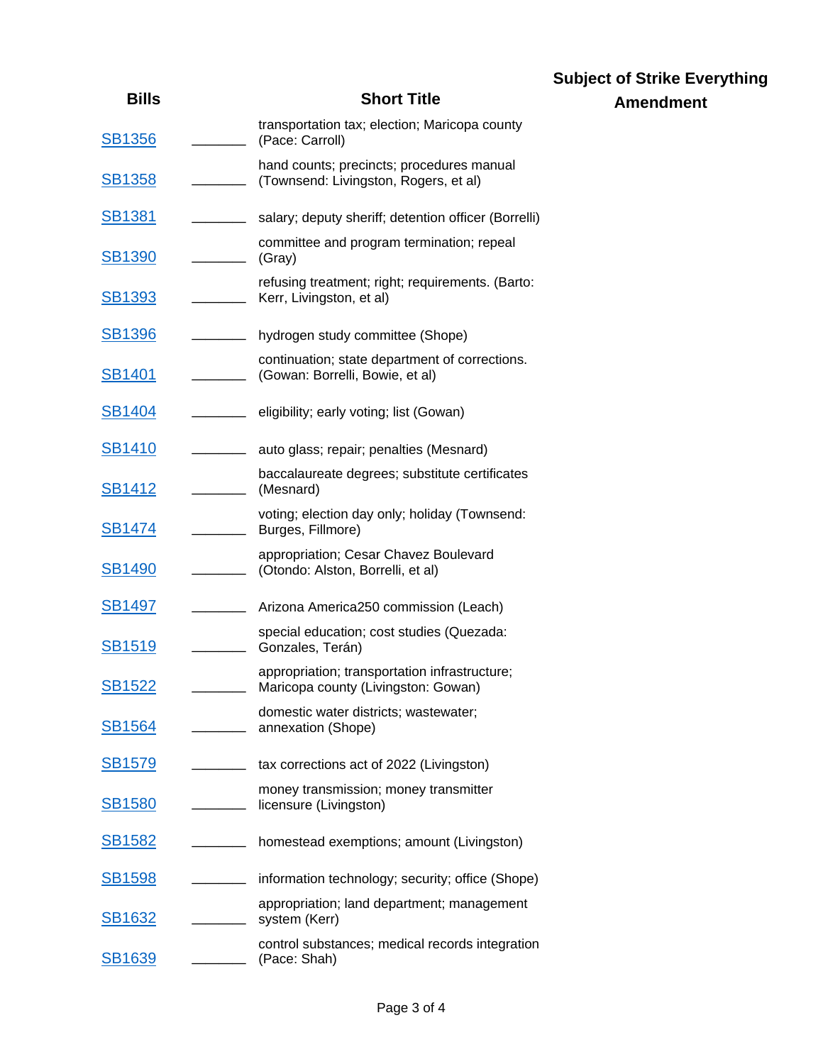| Bills | | Short Title | Subject of Strike Everything Amendment |
|---|---|---|---|
| SB1356 | _______ | transportation tax; election; Maricopa county (Pace: Carroll) | |
| SB1358 | _______ | hand counts; precincts; procedures manual (Townsend: Livingston, Rogers, et al) | |
| SB1381 | _______ | salary; deputy sheriff; detention officer (Borrelli) | |
| SB1390 | _______ | committee and program termination; repeal (Gray) | |
| SB1393 | _______ | refusing treatment; right; requirements. (Barto: Kerr, Livingston, et al) | |
| SB1396 | _______ | hydrogen study committee (Shope) | |
| SB1401 | _______ | continuation; state department of corrections. (Gowan: Borrelli, Bowie, et al) | |
| SB1404 | _______ | eligibility; early voting; list (Gowan) | |
| SB1410 | _______ | auto glass; repair; penalties (Mesnard) | |
| SB1412 | _______ | baccalaureate degrees; substitute certificates (Mesnard) | |
| SB1474 | _______ | voting; election day only; holiday (Townsend: Burges, Fillmore) | |
| SB1490 | _______ | appropriation; Cesar Chavez Boulevard (Otondo: Alston, Borrelli, et al) | |
| SB1497 | _______ | Arizona America250 commission (Leach) | |
| SB1519 | _______ | special education; cost studies (Quezada: Gonzales, Terán) | |
| SB1522 | _______ | appropriation; transportation infrastructure; Maricopa county (Livingston: Gowan) | |
| SB1564 | _______ | domestic water districts; wastewater; annexation (Shope) | |
| SB1579 | _______ | tax corrections act of 2022 (Livingston) | |
| SB1580 | _______ | money transmission; money transmitter licensure (Livingston) | |
| SB1582 | _______ | homestead exemptions; amount (Livingston) | |
| SB1598 | _______ | information technology; security; office (Shope) | |
| SB1632 | _______ | appropriation; land department; management system (Kerr) | |
| SB1639 | _______ | control substances; medical records integration (Pace: Shah) | |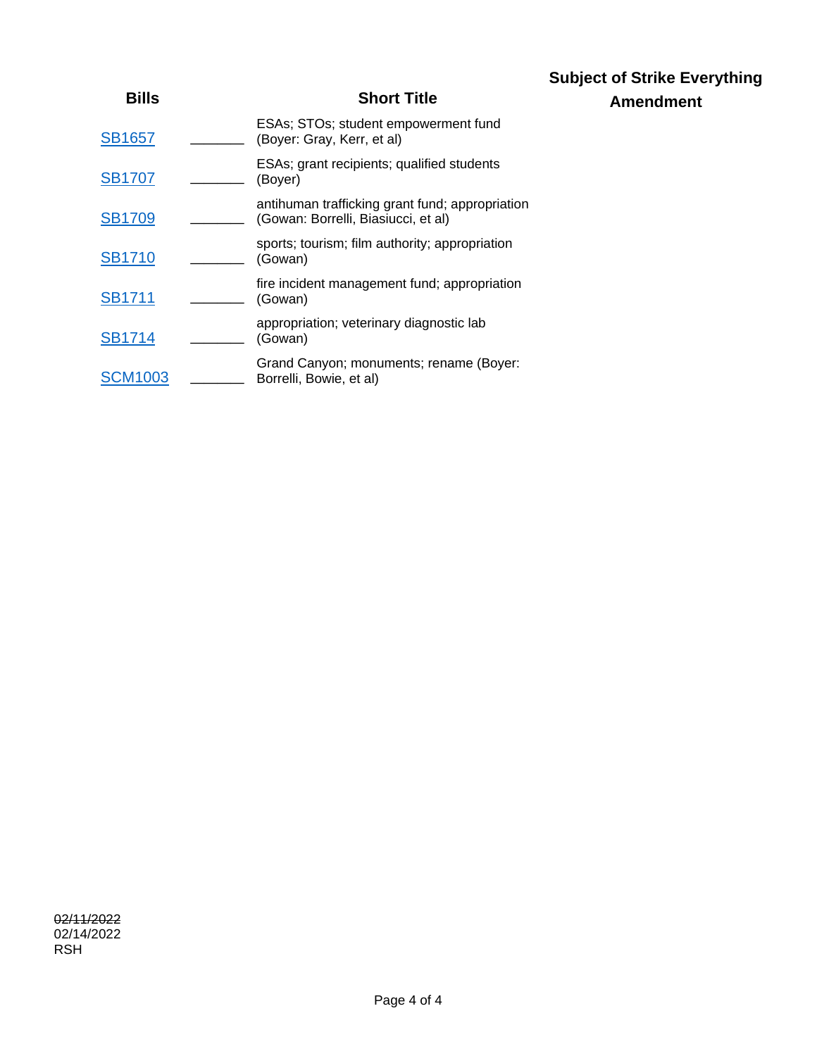| Bills | | Short Title | Subject of Strike Everything Amendment |
| --- | --- | --- | --- |
| SB1657 | _______ | ESAs; STOs; student empowerment fund (Boyer: Gray, Kerr, et al) | |
| SB1707 | _______ | ESAs; grant recipients; qualified students (Boyer) | |
| SB1709 | _______ | antihuman trafficking grant fund; appropriation (Gowan: Borrelli, Biasiucci, et al) | |
| SB1710 | _______ | sports; tourism; film authority; appropriation (Gowan) | |
| SB1711 | _______ | fire incident management fund; appropriation (Gowan) | |
| SB1714 | _______ | appropriation; veterinary diagnostic lab (Gowan) | |
| SCM1003 | _______ | Grand Canyon; monuments; rename (Boyer: Borrelli, Bowie, et al) | |

~~02/11/2022~~
02/14/2022
RSH